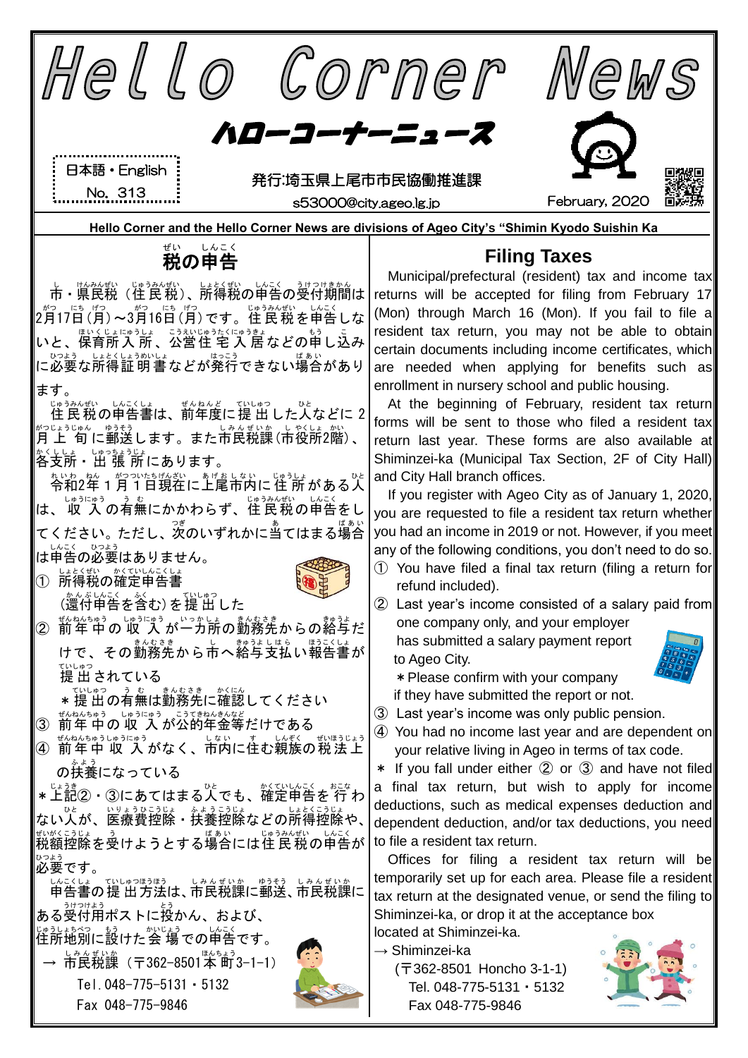# Hello Corner News

## ハローコーナーニュース

日本語・English
No. 313

発行:埼玉県上尾市市民協働推進課
s53000@city.ageo.lg.jp

February, 2020

**Hello Corner and the Hello Corner News are divisions of Ageo City's "Shimin Kyodo Suishin Ka**

## 税の申告

市・県民税（住民税）、所得税の申告の受付期間は2月17日(月)～3月16日(月)です。住民税を申告しないと、保育所入所、公営住宅入居などの申し込みに必要な所得証明書などが発行できない場合があります。

住民税の申告書は、前年度に提出した人などに2月上旬に郵送します。また市民税課（市役所2階）、各支所・出張所にあります。

令和2年1月1日現在に上尾市内に住所がある人は、収入の有無にかかわらず、住民税の申告をしてください。ただし、次のいずれかに当てはまる場合は申告の必要はありません。

① 所得税の確定申告書（還付申告を含む）を提出した

② 前年中の収入が一カ所の勤務先からの給与だけで、その勤務先から市へ給与支払い報告書が提出されている
＊提出の有無は勤務先に確認してください

③ 前年中の収入が公的年金等だけである

④ 前年中収入がなく、市内に住む親族の税法上の扶養になっている

＊上記②・③にあてはまる人でも、確定申告を行わない人が、医療費控除・扶養控除などの所得控除や、税額控除を受けようとする場合には住民税の申告が必要です。

申告書の提出方法は、市民税課に郵送、市民税課にある受付用ポストに投かん、および、住所地別に設けた会場での申告です。

→ 市民税課（〒362-8501本町3-1-1）
Tel.048-775-5131・5132
Fax 048-775-9846

## Filing Taxes

Municipal/prefectural (resident) tax and income tax returns will be accepted for filing from February 17 (Mon) through March 16 (Mon). If you fail to file a resident tax return, you may not be able to obtain certain documents including income certificates, which are needed when applying for benefits such as enrollment in nursery school and public housing.

At the beginning of February, resident tax return forms will be sent to those who filed a resident tax return last year. These forms are also available at Shiminzei-ka (Municipal Tax Section, 2F of City Hall) and City Hall branch offices.

If you register with Ageo City as of January 1, 2020, you are requested to file a resident tax return whether you had an income in 2019 or not. However, if you meet any of the following conditions, you don't need to do so.

① You have filed a final tax return (filing a return for refund included).

② Last year's income consisted of a salary paid from one company only, and your employer has submitted a salary payment report to Ageo City.
＊Please confirm with your company if they have submitted the report or not.

③ Last year's income was only public pension.

④ You had no income last year and are dependent on your relative living in Ageo in terms of tax code.

＊ If you fall under either ② or ③ and have not filed a final tax return, but wish to apply for income deductions, such as medical expenses deduction and dependent deduction, and/or tax deductions, you need to file a resident tax return.

Offices for filing a resident tax return will be temporarily set up for each area. Please file a resident tax return at the designated venue, or send the filing to Shiminzei-ka, or drop it at the acceptance box located at Shiminzei-ka.

→ Shiminzei-ka
(〒362-8501 Honcho 3-1-1)
Tel. 048-775-5131・5132
Fax 048-775-9846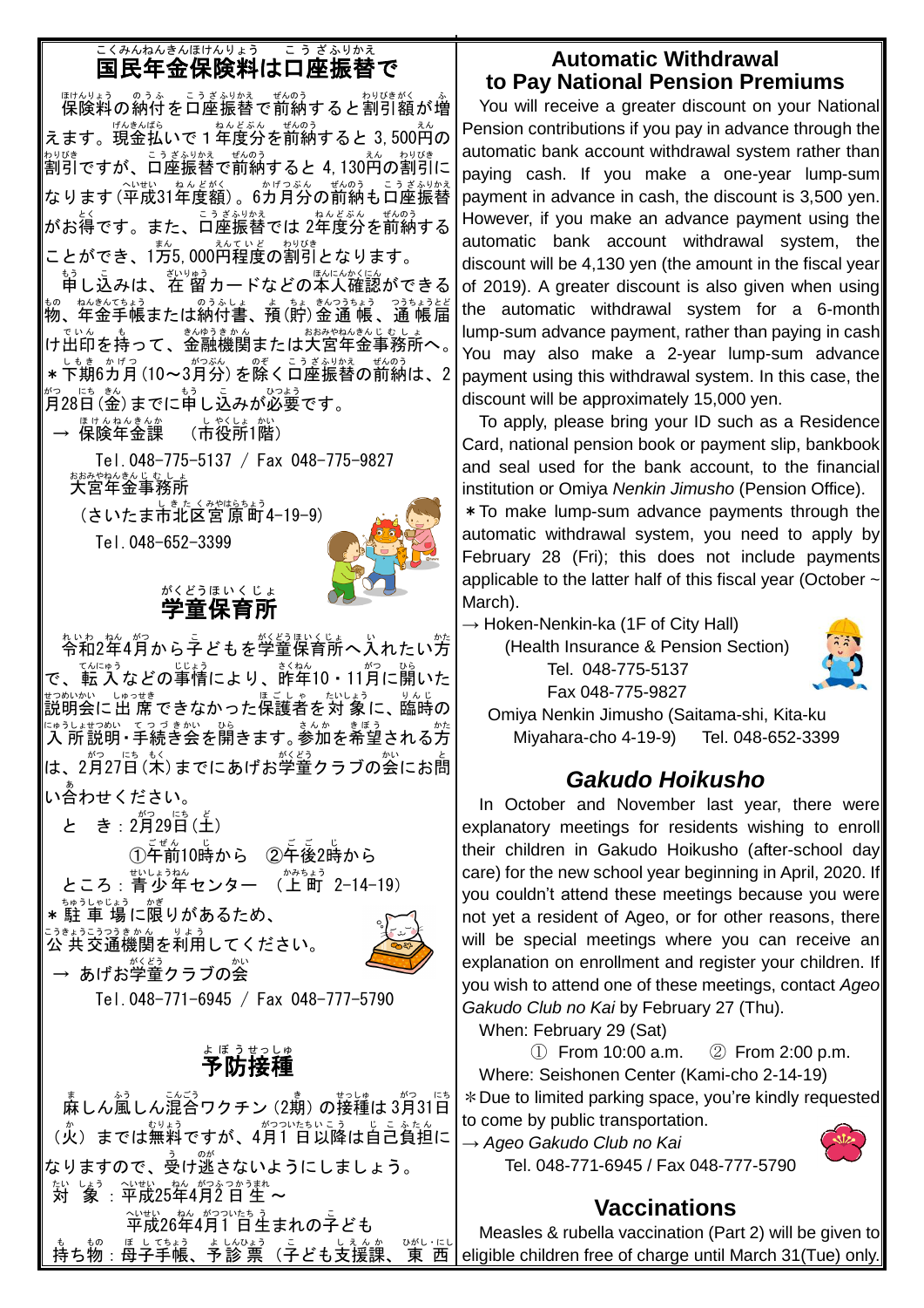## 国民年金保険料は口座振替で

保険料の納付を口座振替で前納すると割引額が増えます。現金払いで1年度分を前納すると3,500円の割引ですが、口座振替で前納すると4,130円の割引になります(平成31年度額)。6カ月分の前納も口座振替がお得です。また、口座振替では2年度分を前納することができ、1万5,000円程度の割引となります。

申し込みは、在留カードなどの本人確認ができる物、年金手帳または納付書、預(貯)金通帳、通帳届け出印を持って、金融機関または大宮年金事務所へ。

＊下期6カ月(10～3月分)を除く口座振替の前納は、2月28日(金)までに申し込みが必要です。

→ 保険年金課 (市役所1階)

Tel. 048-775-5137 / Fax 048-775-9827

大宮年金事務所

(さいたま市北区宮原町4-19-9)

Tel. 048-652-3399

## 学童保育所

令和2年4月から子どもを学童保育所へ入れたい方で、転入などの事情により、昨年10・11月に開いた説明会に出席できなかった保護者を対象に、臨時の入所説明・手続き会を開きます。参加を希望される方は、2月27日(木)までにあげお学童クラブの会にお問い合わせください。

と き：2月29日(土)

①午前10時から ②午後2時から

ところ：青少年センター (上町 2-14-19)

＊駐車場に限りがあるため、公共交通機関を利用してください。

→ あげお学童クラブの会

Tel. 048-771-6945 / Fax 048-777-5790

## 予防接種

麻しん風しん混合ワクチン(2期)の接種は3月31日(火)までは無料ですが、4月1日以降は自己負担になりますので、受け逃さないようにしましょう。

対象：平成25年4月2日生～平成26年4月1日生まれの子ども

持ち物：母子手帳、予診票(子ども支援課、東 西

## Automatic Withdrawal to Pay National Pension Premiums

You will receive a greater discount on your National Pension contributions if you pay in advance through the automatic bank account withdrawal system rather than paying cash. If you make a one-year lump-sum payment in advance in cash, the discount is 3,500 yen. However, if you make an advance payment using the automatic bank account withdrawal system, the discount will be 4,130 yen (the amount in the fiscal year of 2019). A greater discount is also given when using the automatic withdrawal system for a 6-month lump-sum advance payment, rather than paying in cash. You may also make a 2-year lump-sum advance payment using this withdrawal system. In this case, the discount will be approximately 15,000 yen.

To apply, please bring your ID such as a Residence Card, national pension book or payment slip, bankbook and seal used for the bank account, to the financial institution or Omiya *Nenkin Jimusho* (Pension Office).

＊To make lump-sum advance payments through the automatic withdrawal system, you need to apply by February 28 (Fri); this does not include payments applicable to the latter half of this fiscal year (October ~ March).

→ Hoken-Nenkin-ka (1F of City Hall)
(Health Insurance & Pension Section)
Tel. 048-775-5137
Fax 048-775-9827

Omiya Nenkin Jimusho (Saitama-shi, Kita-ku Miyahara-cho 4-19-9) Tel. 048-652-3399

## *Gakudo Hoikusho*

In October and November last year, there were explanatory meetings for residents wishing to enroll their children in Gakudo Hoikusho (after-school day care) for the new school year beginning in April, 2020. If you couldn't attend these meetings because you were not yet a resident of Ageo, or for other reasons, there will be special meetings where you can receive an explanation on enrollment and register your children. If you wish to attend one of these meetings, contact *Ageo Gakudo Club no Kai* by February 27 (Thu).

When: February 29 (Sat)

① From 10:00 a.m. ② From 2:00 p.m.

Where: Seishonen Center (Kami-cho 2-14-19)

＊Due to limited parking space, you're kindly requested to come by public transportation.

→ *Ageo Gakudo Club no Kai*

Tel. 048-771-6945 / Fax 048-777-5790

## Vaccinations

Measles & rubella vaccination (Part 2) will be given to eligible children free of charge until March 31(Tue) only.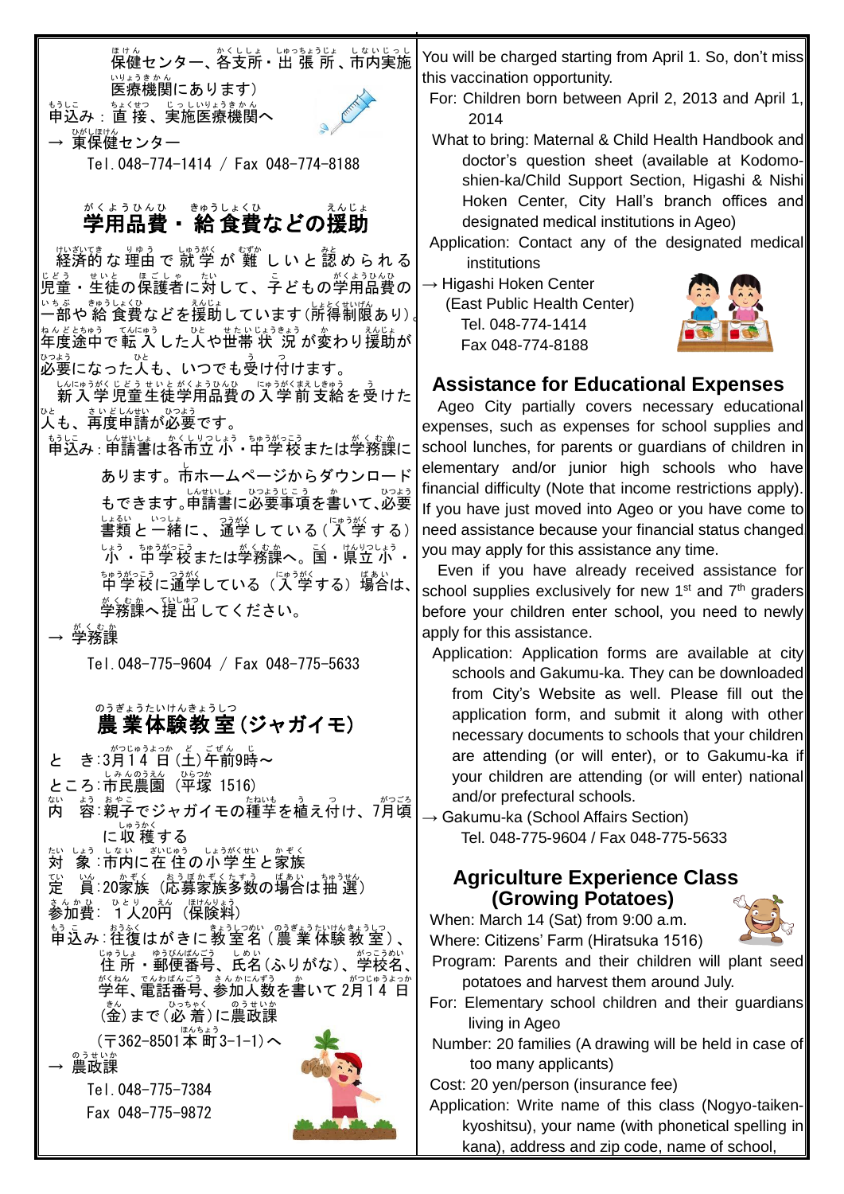保健センター、各支所・出張所、市内実施医療機関にあります）

申込み：直接、実施医療機関へ

→ 東保健センター

Tel.048-774-1414 / Fax 048-774-8188

## 学用品費・給食費などの援助

経済的な理由で就学が難しいと認められる児童・生徒の保護者に対して、子どもの学用品費の一部や給食費などを援助しています（所得制限あり）。年度途中で転入した人や世帯状況が変わり援助が必要になった人も、いつでも受け付けます。

新入学児童生徒学用品費の入学前支給を受けた人も、再度申請が必要です。

申込み：申請書は各市立小・中学校または学務課にあります。市ホームページからダウンロードもできます。申請書に必要事項を書いて、必要書類と一緒に、通学している（入学する）小・中学校または学務課へ。国・県立小・中学校に通学している（入学する）場合は、学務課へ提出してください。

→ 学務課

Tel.048-775-9604 / Fax 048-775-5633

## 農業体験教室（ジャガイモ）

とき：3月14日（土）午前9時～

ところ：市民農園（平塚 1516）

内容：親子でジャガイモの種芋を植え付け、7月頃に収穫する

対象：市内に在住の小学生と家族

定員：20家族（応募家族多数の場合は抽選）

参加費：1人20円（保険料）

申込み：往復はがきに教室名（農業体験教室）、住所・郵便番号、氏名（ふりがな）、学校名、学年、電話番号、参加人数を書いて2月14日（金）まで（必着）に農政課（〒362-8501本町3-1-1）へ

→ 農政課

Tel.048-775-7384

Fax 048-775-9872

You will be charged starting from April 1. So, don't miss this vaccination opportunity.

For: Children born between April 2, 2013 and April 1, 2014

What to bring: Maternal & Child Health Handbook and doctor's question sheet (available at Kodomo-shien-ka/Child Support Section, Higashi & Nishi Hoken Center, City Hall's branch offices and designated medical institutions in Ageo)

Application: Contact any of the designated medical institutions

→ Higashi Hoken Center (East Public Health Center)
Tel. 048-774-1414
Fax 048-774-8188

## Assistance for Educational Expenses

Ageo City partially covers necessary educational expenses, such as expenses for school supplies and school lunches, for parents or guardians of children in elementary and/or junior high schools who have financial difficulty (Note that income restrictions apply). If you have just moved into Ageo or you have come to need assistance because your financial status changed you may apply for this assistance any time.

Even if you have already received assistance for school supplies exclusively for new 1st and 7th graders before your children enter school, you need to newly apply for this assistance.

Application: Application forms are available at city schools and Gakumu-ka. They can be downloaded from City's Website as well. Please fill out the application form, and submit it along with other necessary documents to schools that your children are attending (or will enter), or to Gakumu-ka if your children are attending (or will enter) national and/or prefectural schools.

→ Gakumu-ka (School Affairs Section)
Tel. 048-775-9604 / Fax 048-775-5633

## Agriculture Experience Class (Growing Potatoes)

When: March 14 (Sat) from 9:00 a.m.

Where: Citizens' Farm (Hiratsuka 1516)

Program: Parents and their children will plant seed potatoes and harvest them around July.

For: Elementary school children and their guardians living in Ageo

Number: 20 families (A drawing will be held in case of too many applicants)

Cost: 20 yen/person (insurance fee)

Application: Write name of this class (Nogyo-taiken-kyoshitsu), your name (with phonetical spelling in kana), address and zip code, name of school,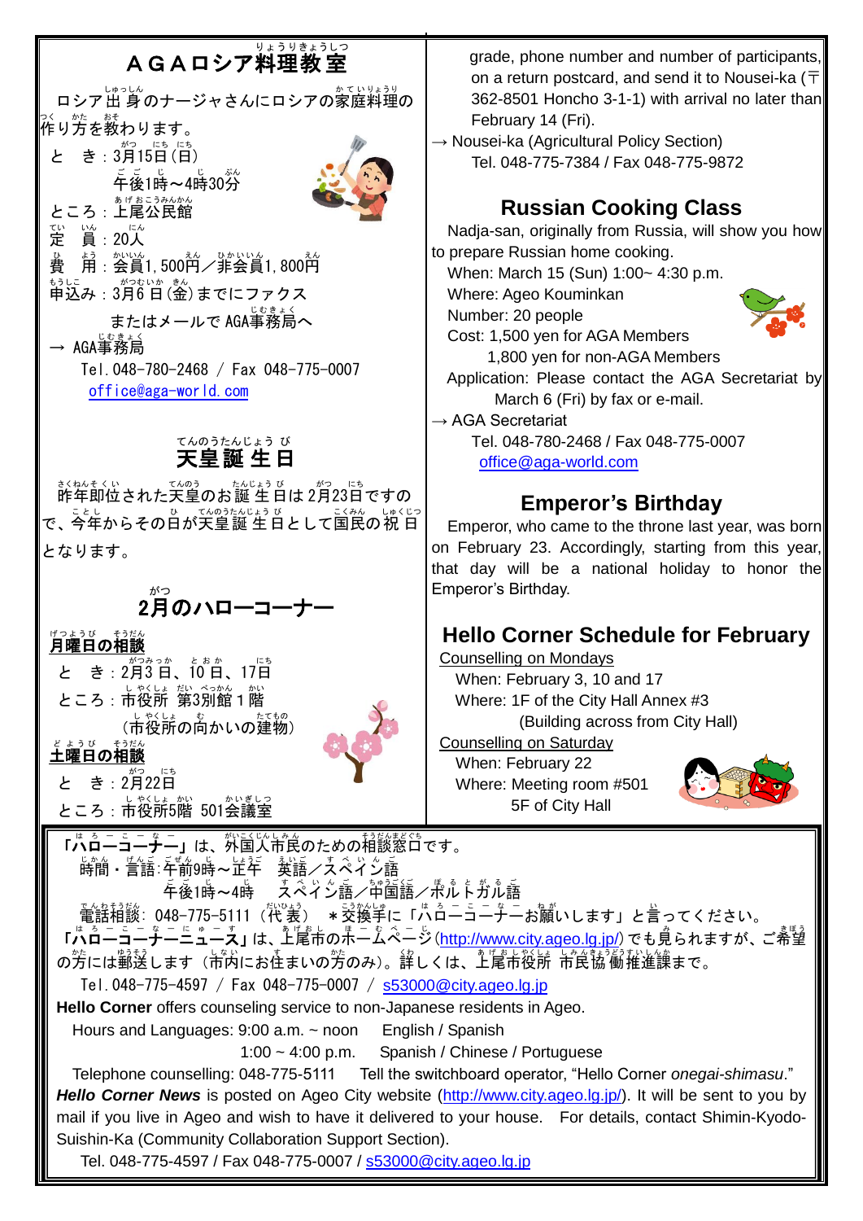# ＡＧＡロシア料理教室

ロシア出身のナージャさんにロシアの家庭料理の作り方を教わります。

と　き：3月15日（日）
　　　　午後1時～4時30分
ところ：上尾公民館
定　員：20人
費　用：会員1,500円／非会員1,800円
申込み：3月6日（金）までにファクス
　　　　またはメールで AGA事務局へ

→ AGA事務局
　Tel.048-780-2468 / Fax 048-775-0007
　office@aga-world.com

# 天皇誕生日

昨年即位された天皇のお誕生日は2月23日ですので、今年からその日が天皇誕生日として国民の祝日となります。

# 2月のハローコーナー

**月曜日の相談**

と　き：2月3日、10日、17日
ところ：市役所 第3別館1階
　　　　（市役所の向かいの建物）

**土曜日の相談**

と　き：2月22日
ところ：市役所5階 501会議室

grade, phone number and number of participants, on a return postcard, and send it to Nousei-ka (〒362-8501 Honcho 3-1-1) with arrival no later than February 14 (Fri).

→ Nousei-ka (Agricultural Policy Section)
　Tel. 048-775-7384 / Fax 048-775-9872

# Russian Cooking Class

Nadja-san, originally from Russia, will show you how to prepare Russian home cooking.

When: March 15 (Sun) 1:00~ 4:30 p.m.
Where: Ageo Kouminkan
Number: 20 people
Cost: 1,500 yen for AGA Members
　　　1,800 yen for non-AGA Members
Application: Please contact the AGA Secretariat by March 6 (Fri) by fax or e-mail.

→ AGA Secretariat
　Tel. 048-780-2468 / Fax 048-775-0007
　office@aga-world.com

# Emperor's Birthday

Emperor, who came to the throne last year, was born on February 23. Accordingly, starting from this year, that day will be a national holiday to honor the Emperor's Birthday.

# Hello Corner Schedule for February

Counselling on Mondays

When: February 3, 10 and 17
Where: 1F of the City Hall Annex #3
　　　(Building across from City Hall)

Counselling on Saturday

When: February 22
Where: Meeting room #501
　　　5F of City Hall

「ハローコーナー」は、外国人市民のための相談窓口です。
　時間・言語：午前9時～正午　英語／スペイン語
　　　　　　　午後1時～4時　スペイン語／中国語／ポルトガル語
　電話相談：048-775-5111（代表）　＊交換手に「ハローコーナーお願いします」と言ってください。
「ハローコーナーニュース」は、上尾市のホームページ(http://www.city.ageo.lg.jp/)でも見られますが、ご希望の方には郵送します（市内にお住まいの方のみ）。詳しくは、上尾市役所 市民協働推進課まで。
　Tel.048-775-4597 / Fax 048-775-0007 / s53000@city.ageo.lg.jp

**Hello Corner** offers counseling service to non-Japanese residents in Ageo.
　Hours and Languages: 9:00 a.m. ~ noon　English / Spanish
　　　　　　　　　　　1:00 ~ 4:00 p.m.　Spanish / Chinese / Portuguese
　Telephone counselling: 048-775-5111　Tell the switchboard operator, "Hello Corner *onegai-shimasu*."
***Hello Corner News*** is posted on Ageo City website (http://www.city.ageo.lg.jp/). It will be sent to you by mail if you live in Ageo and wish to have it delivered to your house. For details, contact Shimin-Kyodo-Suishin-Ka (Community Collaboration Support Section).
　Tel. 048-775-4597 / Fax 048-775-0007 / s53000@city.ageo.lg.jp